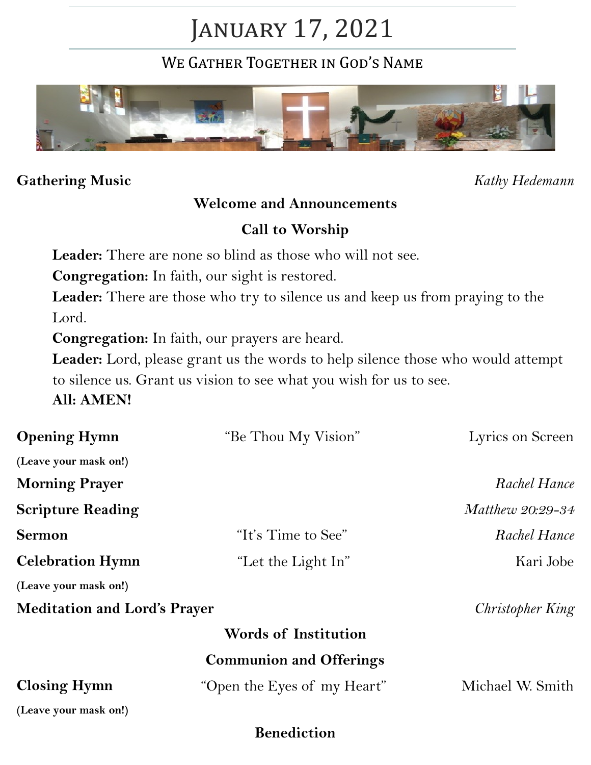# January 17, 2021

## We Gather Together in God's Name

**Gathering Music** *Kathy Hedemann*

**Welcome and Announcements**

**Call to Worship**

> **Leader:** There are none so blind as those who will not see.
> **Congregation:** In faith, our sight is restored.
> **Leader:** There are those who try to silence us and keep us from praying to the Lord.
> **Congregation:** In faith, our prayers are heard.
> **Leader:** Lord, please grant us the words to help silence those who would attempt to silence us. Grant us vision to see what you wish for us to see.
> **All: AMEN!**

**Opening Hymn** "Be Thou My Vision" Lyrics on Screen
**(Leave your mask on!)**

**Morning Prayer** *Rachel Hance*

**Scripture Reading** *Matthew 20:29-34*

**Sermon** "It's Time to See" *Rachel Hance*

**Celebration Hymn** "Let the Light In" Kari Jobe
**(Leave your mask on!)**

**Meditation and Lord's Prayer** *Christopher King*

**Words of Institution**

**Communion and Offerings**

**Closing Hymn** "Open the Eyes of my Heart" Michael W. Smith
**(Leave your mask on!)**

**Benediction**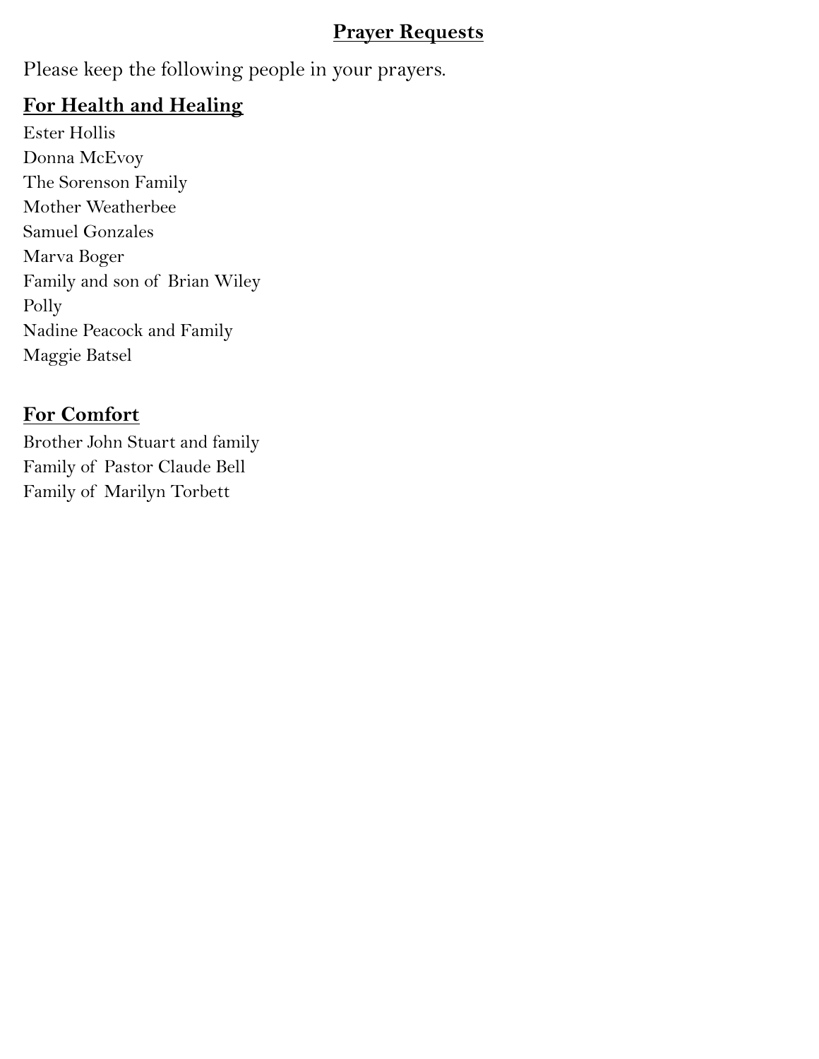**Prayer Requests**

Please keep the following people in your prayers.

**For Health and Healing**

Ester Hollis
Donna McEvoy
The Sorenson Family
Mother Weatherbee
Samuel Gonzales
Marva Boger
Family and son of Brian Wiley
Polly
Nadine Peacock and Family
Maggie Batsel

**For Comfort**

Brother John Stuart and family
Family of Pastor Claude Bell
Family of Marilyn Torbett